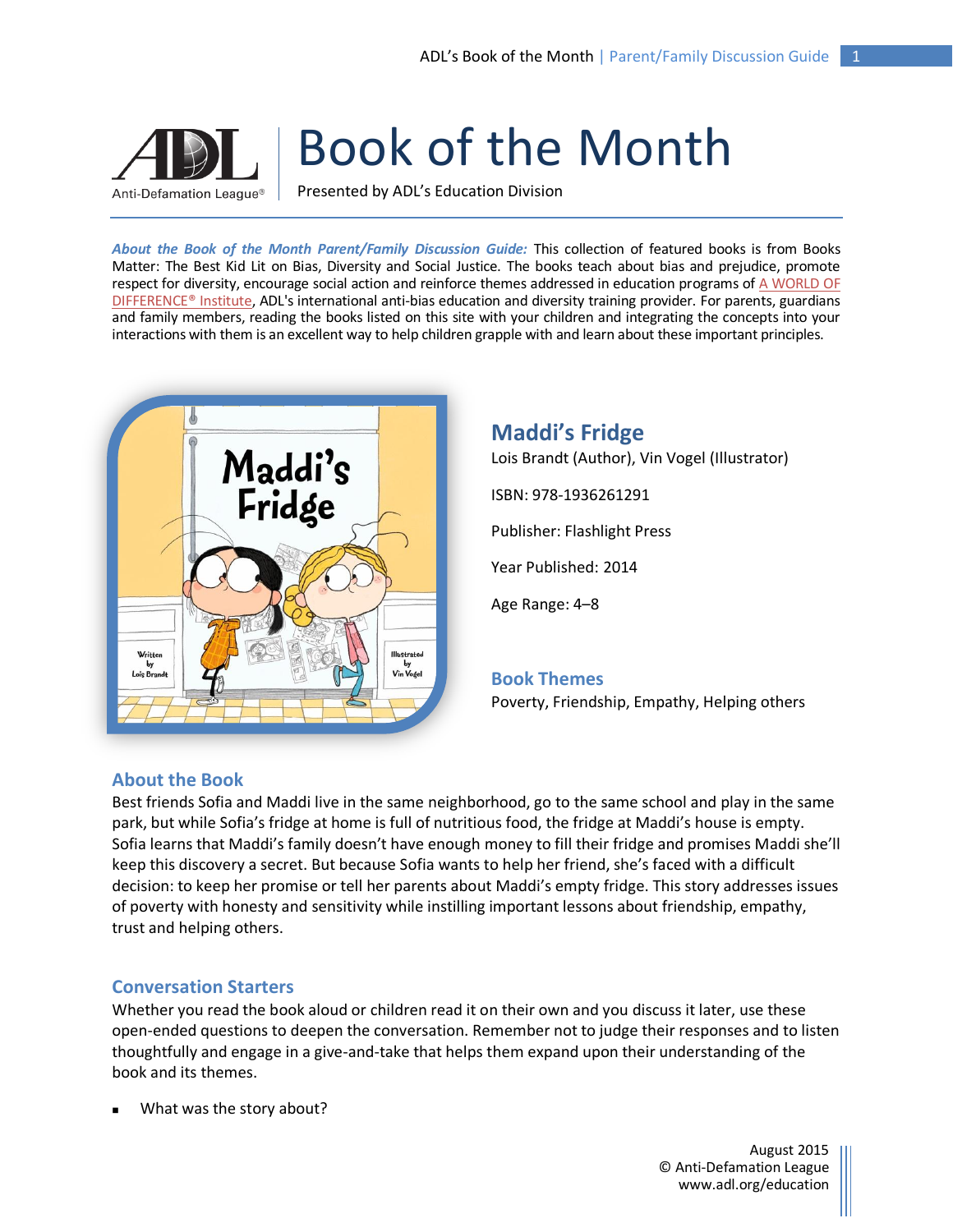# Book of the Month

Presented by ADL's Education Division

***About the Book of the Month Parent/Family Discussion Guide:*** This collection of featured books is from Books Matter: The Best Kid Lit on Bias, Diversity and Social Justice. The books teach about bias and prejudice, promote respect for diversity, encourage social action and reinforce themes addressed in education programs of A WORLD OF DIFFERENCE® Institute, ADL's international anti-bias education and diversity training provider. For parents, guardians and family members, reading the books listed on this site with your children and integrating the concepts into your interactions with them is an excellent way to help children grapple with and learn about these important principles.

## Maddi's Fridge

Lois Brandt (Author), Vin Vogel (Illustrator)

ISBN: 978-1936261291

Publisher: Flashlight Press

Year Published: 2014

Age Range: 4–8

## Book Themes

Poverty, Friendship, Empathy, Helping others

## About the Book

Best friends Sofia and Maddi live in the same neighborhood, go to the same school and play in the same park, but while Sofia's fridge at home is full of nutritious food, the fridge at Maddi's house is empty. Sofia learns that Maddi's family doesn't have enough money to fill their fridge and promises Maddi she'll keep this discovery a secret. But because Sofia wants to help her friend, she's faced with a difficult decision: to keep her promise or tell her parents about Maddi's empty fridge. This story addresses issues of poverty with honesty and sensitivity while instilling important lessons about friendship, empathy, trust and helping others.

## Conversation Starters

Whether you read the book aloud or children read it on their own and you discuss it later, use these open-ended questions to deepen the conversation. Remember not to judge their responses and to listen thoughtfully and engage in a give-and-take that helps them expand upon their understanding of the book and its themes.

- What was the story about?

August 2015
© Anti-Defamation League
www.adl.org/education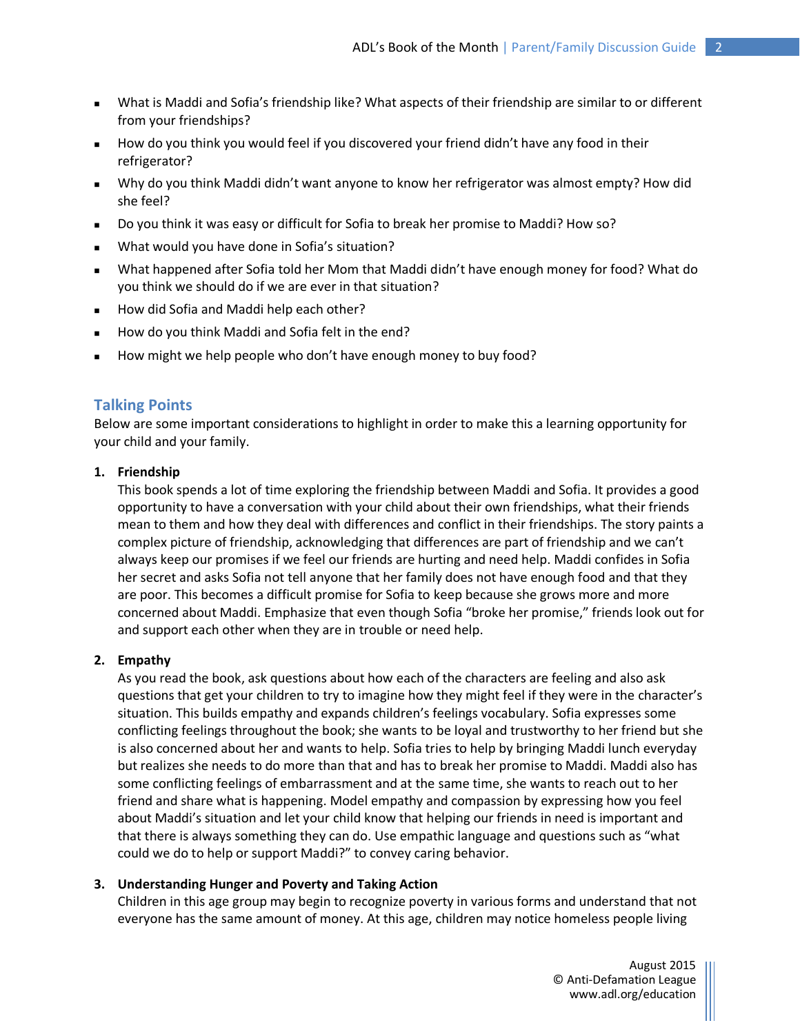- What is Maddi and Sofia's friendship like? What aspects of their friendship are similar to or different from your friendships?
- How do you think you would feel if you discovered your friend didn't have any food in their refrigerator?
- Why do you think Maddi didn't want anyone to know her refrigerator was almost empty? How did she feel?
- Do you think it was easy or difficult for Sofia to break her promise to Maddi? How so?
- What would you have done in Sofia's situation?
- What happened after Sofia told her Mom that Maddi didn't have enough money for food? What do you think we should do if we are ever in that situation?
- How did Sofia and Maddi help each other?
- How do you think Maddi and Sofia felt in the end?
- How might we help people who don't have enough money to buy food?

## Talking Points

Below are some important considerations to highlight in order to make this a learning opportunity for your child and your family.

1. **Friendship**
   This book spends a lot of time exploring the friendship between Maddi and Sofia. It provides a good opportunity to have a conversation with your child about their own friendships, what their friends mean to them and how they deal with differences and conflict in their friendships. The story paints a complex picture of friendship, acknowledging that differences are part of friendship and we can't always keep our promises if we feel our friends are hurting and need help. Maddi confides in Sofia her secret and asks Sofia not tell anyone that her family does not have enough food and that they are poor. This becomes a difficult promise for Sofia to keep because she grows more and more concerned about Maddi. Emphasize that even though Sofia "broke her promise," friends look out for and support each other when they are in trouble or need help.

2. **Empathy**
   As you read the book, ask questions about how each of the characters are feeling and also ask questions that get your children to try to imagine how they might feel if they were in the character's situation. This builds empathy and expands children's feelings vocabulary. Sofia expresses some conflicting feelings throughout the book; she wants to be loyal and trustworthy to her friend but she is also concerned about her and wants to help. Sofia tries to help by bringing Maddi lunch everyday but realizes she needs to do more than that and has to break her promise to Maddi. Maddi also has some conflicting feelings of embarrassment and at the same time, she wants to reach out to her friend and share what is happening. Model empathy and compassion by expressing how you feel about Maddi's situation and let your child know that helping our friends in need is important and that there is always something they can do. Use empathic language and questions such as "what could we do to help or support Maddi?" to convey caring behavior.

3. **Understanding Hunger and Poverty and Taking Action**
   Children in this age group may begin to recognize poverty in various forms and understand that not everyone has the same amount of money. At this age, children may notice homeless people living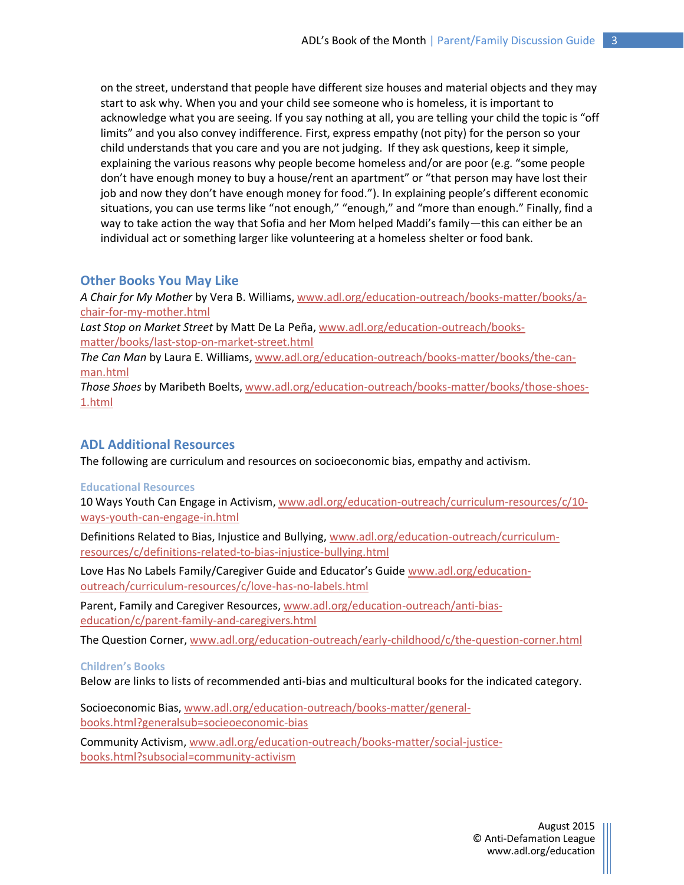on the street, understand that people have different size houses and material objects and they may start to ask why. When you and your child see someone who is homeless, it is important to acknowledge what you are seeing. If you say nothing at all, you are telling your child the topic is "off limits" and you also convey indifference. First, express empathy (not pity) for the person so your child understands that you care and you are not judging. If they ask questions, keep it simple, explaining the various reasons why people become homeless and/or are poor (e.g. "some people don't have enough money to buy a house/rent an apartment" or "that person may have lost their job and now they don't have enough money for food."). In explaining people's different economic situations, you can use terms like "not enough," "enough," and "more than enough." Finally, find a way to take action the way that Sofia and her Mom helped Maddi's family—this can either be an individual act or something larger like volunteering at a homeless shelter or food bank.

## Other Books You May Like

*A Chair for My Mother* by Vera B. Williams, www.adl.org/education-outreach/books-matter/books/a-chair-for-my-mother.html
*Last Stop on Market Street* by Matt De La Peña, www.adl.org/education-outreach/books-matter/books/last-stop-on-market-street.html
*The Can Man* by Laura E. Williams, www.adl.org/education-outreach/books-matter/books/the-can-man.html
*Those Shoes* by Maribeth Boelts, www.adl.org/education-outreach/books-matter/books/those-shoes-1.html

## ADL Additional Resources

The following are curriculum and resources on socioeconomic bias, empathy and activism.

### Educational Resources

10 Ways Youth Can Engage in Activism, www.adl.org/education-outreach/curriculum-resources/c/10-ways-youth-can-engage-in.html

Definitions Related to Bias, Injustice and Bullying, www.adl.org/education-outreach/curriculum-resources/c/definitions-related-to-bias-injustice-bullying.html

Love Has No Labels Family/Caregiver Guide and Educator's Guide www.adl.org/education-outreach/curriculum-resources/c/love-has-no-labels.html

Parent, Family and Caregiver Resources, www.adl.org/education-outreach/anti-bias-education/c/parent-family-and-caregivers.html

The Question Corner, www.adl.org/education-outreach/early-childhood/c/the-question-corner.html

### Children's Books

Below are links to lists of recommended anti-bias and multicultural books for the indicated category.

Socioeconomic Bias, www.adl.org/education-outreach/books-matter/general-books.html?generalsub=socieoeconomic-bias

Community Activism, www.adl.org/education-outreach/books-matter/social-justice-books.html?subsocial=community-activism

August 2015
© Anti-Defamation League
www.adl.org/education